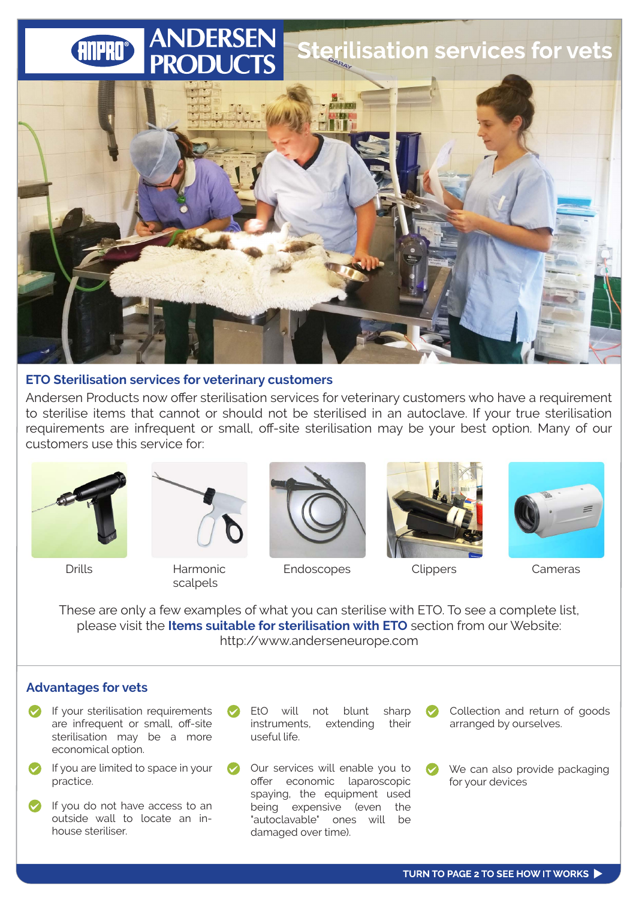# ANDERSEN PRODUCTS

# Sterilisation services for vets

## ETO Sterilisation services for veterinary customers

Andersen Products now offer sterilisation services for veterinary customers who have a requirement to sterilise items that cannot or should not be sterilised in an autoclave. If your true sterilisation requirements are infrequent or small, off-site sterilisation may be your best option. Many of our customers use this service for:

- Drills
- Harmonic scalpels
- Endoscopes
- Clippers
- Cameras

These are only a few examples of what you can sterilise with ETO. To see a complete list, please visit the **Items suitable for sterilisation with ETO** section from our Website: http://www.anderseneurope.com

## Advantages for vets

- If your sterilisation requirements are infrequent or small, off-site sterilisation may be a more economical option.
- If you are limited to space in your practice.
- If you do not have access to an outside wall to locate an in-house steriliser.
- EtO will not blunt sharp instruments, extending their useful life.
- Our services will enable you to offer economic laparoscopic spaying, the equipment used being expensive (even the "autoclavable" ones will be damaged over time).
- Collection and return of goods arranged by ourselves.
- We can also provide packaging for your devices

**TURN TO PAGE 2 TO SEE HOW IT WORKS ▶**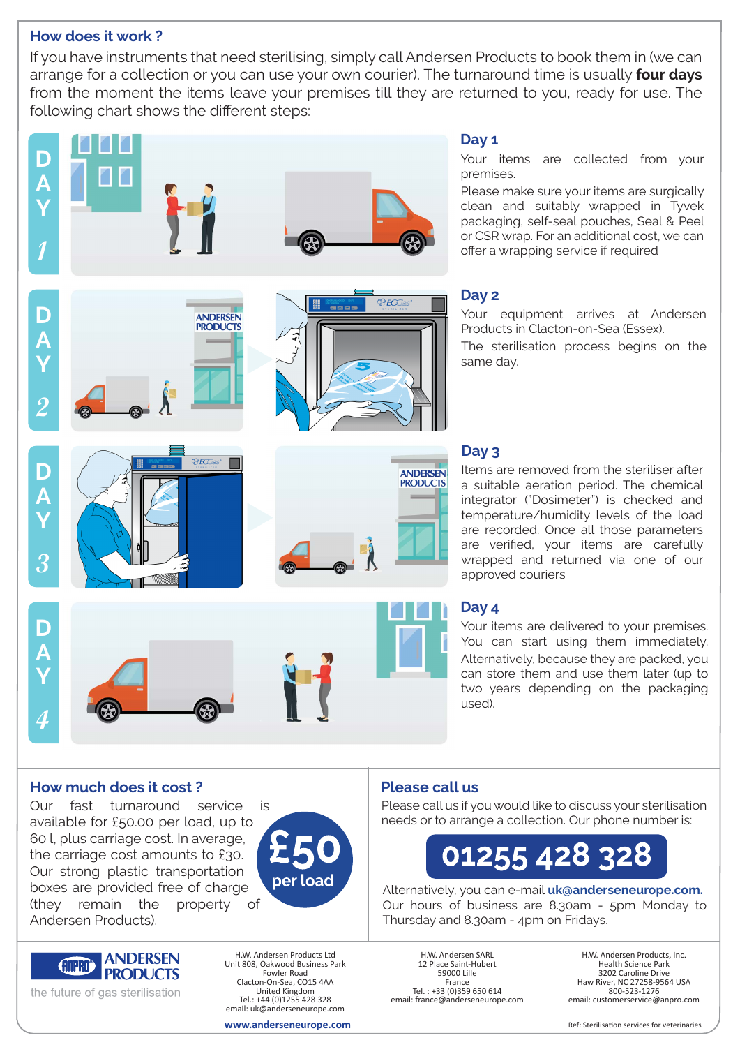## How does it work ?

If you have instruments that need sterilising, simply call Andersen Products to book them in (we can arrange for a collection or you can use your own courier). The turnaround time is usually **four days** from the moment the items leave your premises till they are returned to you, ready for use. The following chart shows the different steps:

### Day 1

Your items are collected from your premises.

Please make sure your items are surgically clean and suitably wrapped in Tyvek packaging, self-seal pouches, Seal & Peel or CSR wrap. For an additional cost, we can offer a wrapping service if required

### Day 2

Your equipment arrives at Andersen Products in Clacton-on-Sea (Essex).

The sterilisation process begins on the same day.

### Day 3

Items are removed from the steriliser after a suitable aeration period. The chemical integrator ("Dosimeter") is checked and temperature/humidity levels of the load are recorded. Once all those parameters are verified, your items are carefully wrapped and returned via one of our approved couriers

### Day 4

Your items are delivered to your premises. You can start using them immediately.

Alternatively, because they are packed, you can store them and use them later (up to two years depending on the packaging used).

## How much does it cost ?

Our fast turnaround service is available for £50.00 per load, up to 60 l, plus carriage cost. In average, the carriage cost amounts to £30. Our strong plastic transportation boxes are provided free of charge (they remain the property of Andersen Products).

**£50 per load**

## Please call us

Please call us if you would like to discuss your sterilisation needs or to arrange a collection. Our phone number is:

**01255 428 328**

Alternatively, you can e-mail **uk@anderseneurope.com.** Our hours of business are 8.30am - 5pm Monday to Thursday and 8.30am - 4pm on Fridays.

ANPRO ANDERSEN PRODUCTS
the future of gas sterilisation

H.W. Andersen Products Ltd
Unit 808, Oakwood Business Park
Fowler Road
Clacton-On-Sea, CO15 4AA
United Kingdom
Tel.: +44 (0)1255 428 328
email: uk@anderseneurope.com

H.W. Andersen SARL
12 Place Saint-Hubert
59000 Lille
France
Tel. : +33 (0)359 650 614
email: france@anderseneurope.com

H.W. Andersen Products, Inc.
Health Science Park
3202 Caroline Drive
Haw River, NC 27258-9564 USA
800-523-1276
email: customerservice@anpro.com

**www.anderseneurope.com**

Ref: Sterilisation services for veterinaries